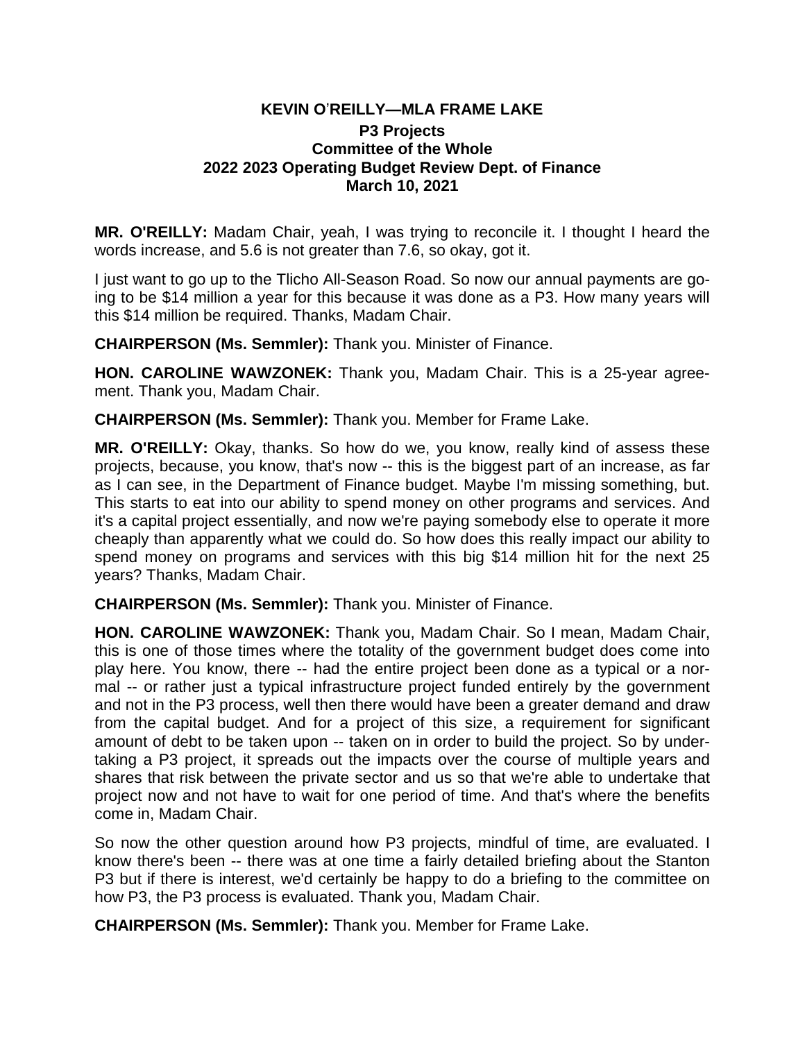# KEVIN O'REILLY—MLA FRAME LAKE

## P3 Projects
## Committee of the Whole
## 2022 2023 Operating Budget Review Dept. of Finance
## March 10, 2021

**MR. O'REILLY:** Madam Chair, yeah, I was trying to reconcile it. I thought I heard the words increase, and 5.6 is not greater than 7.6, so okay, got it.

I just want to go up to the Tlicho All-Season Road. So now our annual payments are going to be $14 million a year for this because it was done as a P3. How many years will this $14 million be required. Thanks, Madam Chair.

**CHAIRPERSON (Ms. Semmler):** Thank you. Minister of Finance.

**HON. CAROLINE WAWZONEK:** Thank you, Madam Chair. This is a 25-year agreement. Thank you, Madam Chair.

**CHAIRPERSON (Ms. Semmler):** Thank you. Member for Frame Lake.

**MR. O'REILLY:** Okay, thanks. So how do we, you know, really kind of assess these projects, because, you know, that's now -- this is the biggest part of an increase, as far as I can see, in the Department of Finance budget. Maybe I'm missing something, but. This starts to eat into our ability to spend money on other programs and services. And it's a capital project essentially, and now we're paying somebody else to operate it more cheaply than apparently what we could do. So how does this really impact our ability to spend money on programs and services with this big $14 million hit for the next 25 years? Thanks, Madam Chair.

**CHAIRPERSON (Ms. Semmler):** Thank you. Minister of Finance.

**HON. CAROLINE WAWZONEK:** Thank you, Madam Chair. So I mean, Madam Chair, this is one of those times where the totality of the government budget does come into play here. You know, there -- had the entire project been done as a typical or a normal -- or rather just a typical infrastructure project funded entirely by the government and not in the P3 process, well then there would have been a greater demand and draw from the capital budget. And for a project of this size, a requirement for significant amount of debt to be taken upon -- taken on in order to build the project. So by undertaking a P3 project, it spreads out the impacts over the course of multiple years and shares that risk between the private sector and us so that we're able to undertake that project now and not have to wait for one period of time. And that's where the benefits come in, Madam Chair.

So now the other question around how P3 projects, mindful of time, are evaluated. I know there's been -- there was at one time a fairly detailed briefing about the Stanton P3 but if there is interest, we'd certainly be happy to do a briefing to the committee on how P3, the P3 process is evaluated. Thank you, Madam Chair.

**CHAIRPERSON (Ms. Semmler):** Thank you. Member for Frame Lake.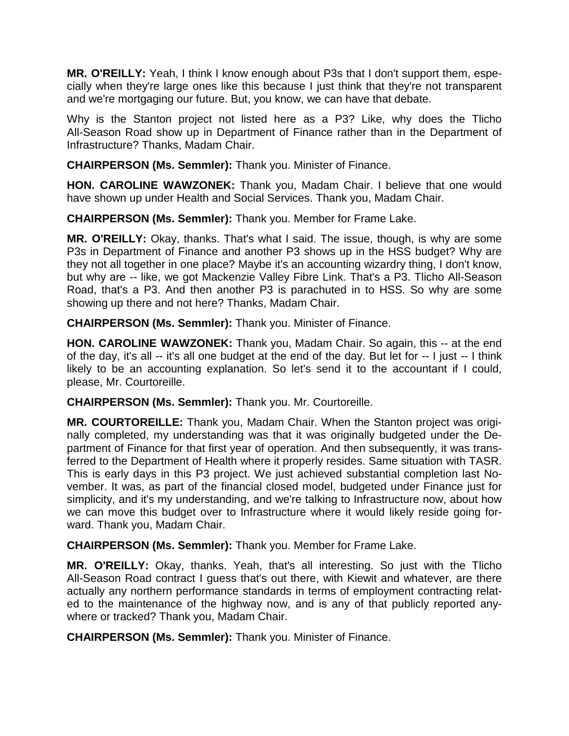**MR. O'REILLY:** Yeah, I think I know enough about P3s that I don't support them, especially when they're large ones like this because I just think that they're not transparent and we're mortgaging our future. But, you know, we can have that debate.

Why is the Stanton project not listed here as a P3? Like, why does the Tlicho All-Season Road show up in Department of Finance rather than in the Department of Infrastructure? Thanks, Madam Chair.

**CHAIRPERSON (Ms. Semmler):** Thank you. Minister of Finance.

**HON. CAROLINE WAWZONEK:** Thank you, Madam Chair. I believe that one would have shown up under Health and Social Services. Thank you, Madam Chair.

**CHAIRPERSON (Ms. Semmler):** Thank you. Member for Frame Lake.

**MR. O'REILLY:** Okay, thanks. That's what I said. The issue, though, is why are some P3s in Department of Finance and another P3 shows up in the HSS budget? Why are they not all together in one place? Maybe it's an accounting wizardry thing, I don't know, but why are -- like, we got Mackenzie Valley Fibre Link. That's a P3. Tlicho All-Season Road, that's a P3. And then another P3 is parachuted in to HSS. So why are some showing up there and not here? Thanks, Madam Chair.

**CHAIRPERSON (Ms. Semmler):** Thank you. Minister of Finance.

**HON. CAROLINE WAWZONEK:** Thank you, Madam Chair. So again, this -- at the end of the day, it's all -- it's all one budget at the end of the day. But let for -- I just -- I think likely to be an accounting explanation. So let's send it to the accountant if I could, please, Mr. Courtoreille.

**CHAIRPERSON (Ms. Semmler):** Thank you. Mr. Courtoreille.

**MR. COURTOREILLE:** Thank you, Madam Chair. When the Stanton project was originally completed, my understanding was that it was originally budgeted under the Department of Finance for that first year of operation. And then subsequently, it was transferred to the Department of Health where it properly resides. Same situation with TASR. This is early days in this P3 project. We just achieved substantial completion last November. It was, as part of the financial closed model, budgeted under Finance just for simplicity, and it's my understanding, and we're talking to Infrastructure now, about how we can move this budget over to Infrastructure where it would likely reside going forward. Thank you, Madam Chair.

**CHAIRPERSON (Ms. Semmler):** Thank you. Member for Frame Lake.

**MR. O'REILLY:** Okay, thanks. Yeah, that's all interesting. So just with the Tlicho All-Season Road contract I guess that's out there, with Kiewit and whatever, are there actually any northern performance standards in terms of employment contracting related to the maintenance of the highway now, and is any of that publicly reported anywhere or tracked? Thank you, Madam Chair.

**CHAIRPERSON (Ms. Semmler):** Thank you. Minister of Finance.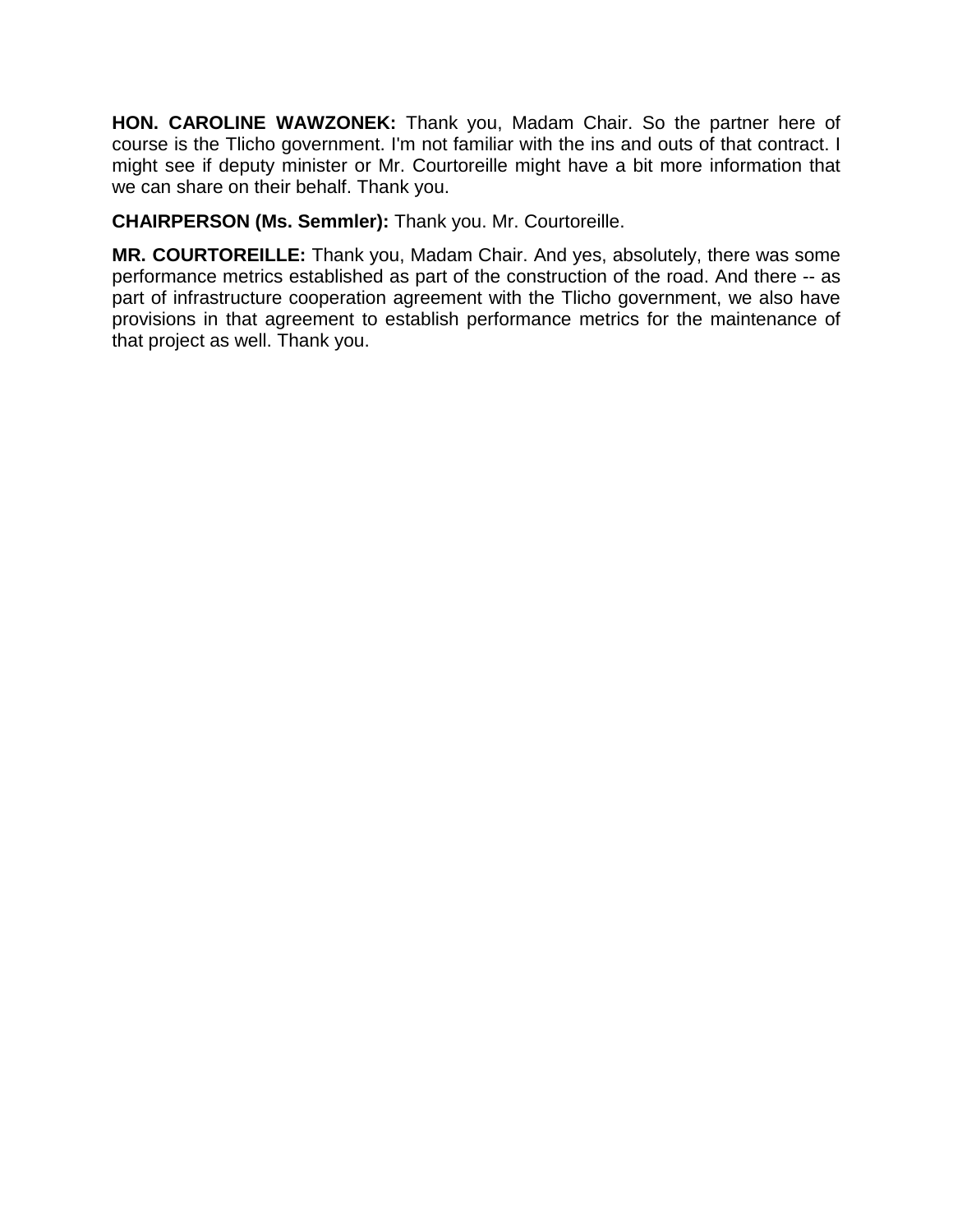**HON. CAROLINE WAWZONEK:** Thank you, Madam Chair. So the partner here of course is the Tlicho government. I'm not familiar with the ins and outs of that contract. I might see if deputy minister or Mr. Courtoreille might have a bit more information that we can share on their behalf. Thank you.

**CHAIRPERSON (Ms. Semmler):** Thank you. Mr. Courtoreille.

**MR. COURTOREILLE:** Thank you, Madam Chair. And yes, absolutely, there was some performance metrics established as part of the construction of the road. And there -- as part of infrastructure cooperation agreement with the Tlicho government, we also have provisions in that agreement to establish performance metrics for the maintenance of that project as well. Thank you.